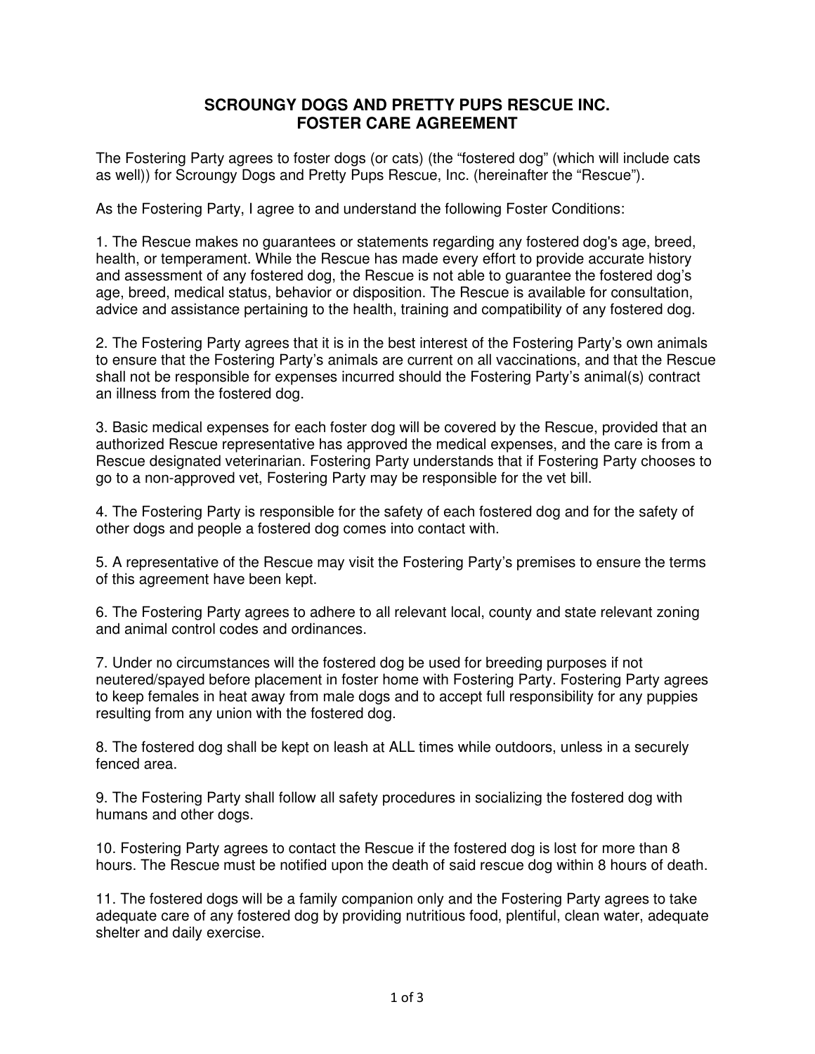# SCROUNGY DOGS AND PRETTY PUPS RESCUE INC.
# FOSTER CARE AGREEMENT

The Fostering Party agrees to foster dogs (or cats) (the "fostered dog" (which will include cats as well)) for Scroungy Dogs and Pretty Pups Rescue, Inc. (hereinafter the "Rescue").

As the Fostering Party, I agree to and understand the following Foster Conditions:

1. The Rescue makes no guarantees or statements regarding any fostered dog's age, breed, health, or temperament. While the Rescue has made every effort to provide accurate history and assessment of any fostered dog, the Rescue is not able to guarantee the fostered dog's age, breed, medical status, behavior or disposition. The Rescue is available for consultation, advice and assistance pertaining to the health, training and compatibility of any fostered dog.

2. The Fostering Party agrees that it is in the best interest of the Fostering Party's own animals to ensure that the Fostering Party's animals are current on all vaccinations, and that the Rescue shall not be responsible for expenses incurred should the Fostering Party's animal(s) contract an illness from the fostered dog.

3. Basic medical expenses for each foster dog will be covered by the Rescue, provided that an authorized Rescue representative has approved the medical expenses, and the care is from a Rescue designated veterinarian. Fostering Party understands that if Fostering Party chooses to go to a non-approved vet, Fostering Party may be responsible for the vet bill.

4. The Fostering Party is responsible for the safety of each fostered dog and for the safety of other dogs and people a fostered dog comes into contact with.

5. A representative of the Rescue may visit the Fostering Party's premises to ensure the terms of this agreement have been kept.

6. The Fostering Party agrees to adhere to all relevant local, county and state relevant zoning and animal control codes and ordinances.

7. Under no circumstances will the fostered dog be used for breeding purposes if not neutered/spayed before placement in foster home with Fostering Party. Fostering Party agrees to keep females in heat away from male dogs and to accept full responsibility for any puppies resulting from any union with the fostered dog.

8. The fostered dog shall be kept on leash at ALL times while outdoors, unless in a securely fenced area.

9. The Fostering Party shall follow all safety procedures in socializing the fostered dog with humans and other dogs.

10. Fostering Party agrees to contact the Rescue if the fostered dog is lost for more than 8 hours. The Rescue must be notified upon the death of said rescue dog within 8 hours of death.

11. The fostered dogs will be a family companion only and the Fostering Party agrees to take adequate care of any fostered dog by providing nutritious food, plentiful, clean water, adequate shelter and daily exercise.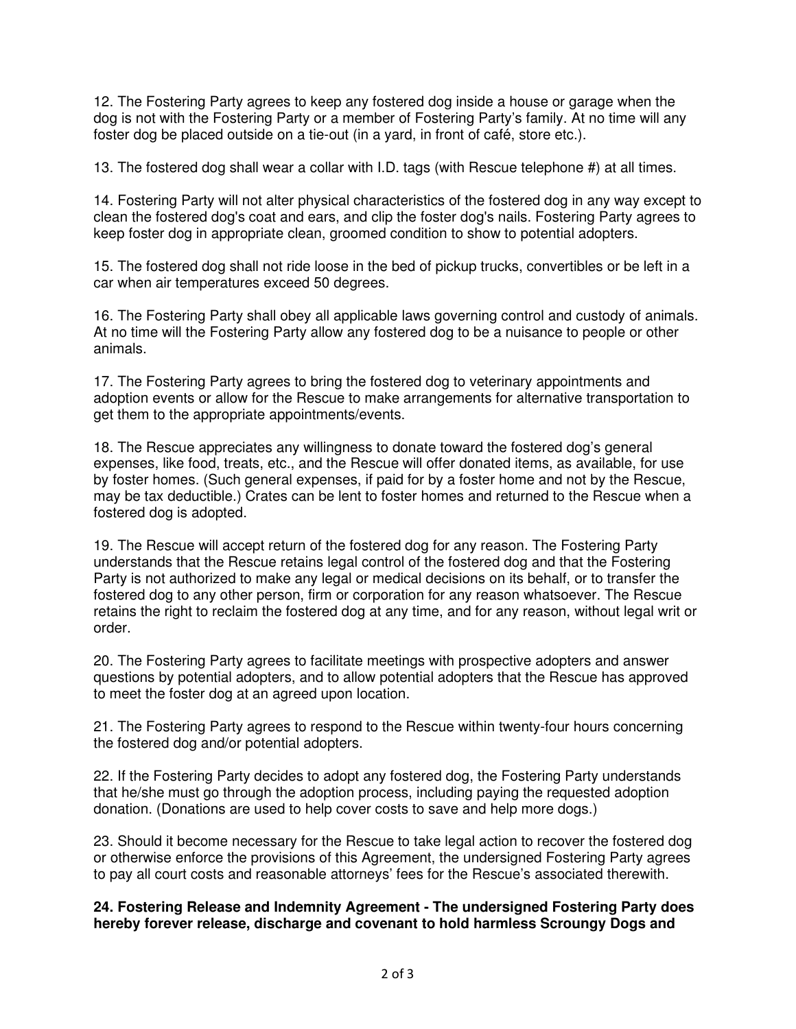12. The Fostering Party agrees to keep any fostered dog inside a house or garage when the dog is not with the Fostering Party or a member of Fostering Party's family. At no time will any foster dog be placed outside on a tie-out (in a yard, in front of café, store etc.).

13. The fostered dog shall wear a collar with I.D. tags (with Rescue telephone #) at all times.

14. Fostering Party will not alter physical characteristics of the fostered dog in any way except to clean the fostered dog's coat and ears, and clip the foster dog's nails. Fostering Party agrees to keep foster dog in appropriate clean, groomed condition to show to potential adopters.

15. The fostered dog shall not ride loose in the bed of pickup trucks, convertibles or be left in a car when air temperatures exceed 50 degrees.

16. The Fostering Party shall obey all applicable laws governing control and custody of animals. At no time will the Fostering Party allow any fostered dog to be a nuisance to people or other animals.

17. The Fostering Party agrees to bring the fostered dog to veterinary appointments and adoption events or allow for the Rescue to make arrangements for alternative transportation to get them to the appropriate appointments/events.

18. The Rescue appreciates any willingness to donate toward the fostered dog's general expenses, like food, treats, etc., and the Rescue will offer donated items, as available, for use by foster homes. (Such general expenses, if paid for by a foster home and not by the Rescue, may be tax deductible.) Crates can be lent to foster homes and returned to the Rescue when a fostered dog is adopted.

19. The Rescue will accept return of the fostered dog for any reason. The Fostering Party understands that the Rescue retains legal control of the fostered dog and that the Fostering Party is not authorized to make any legal or medical decisions on its behalf, or to transfer the fostered dog to any other person, firm or corporation for any reason whatsoever. The Rescue retains the right to reclaim the fostered dog at any time, and for any reason, without legal writ or order.

20. The Fostering Party agrees to facilitate meetings with prospective adopters and answer questions by potential adopters, and to allow potential adopters that the Rescue has approved to meet the foster dog at an agreed upon location.

21. The Fostering Party agrees to respond to the Rescue within twenty-four hours concerning the fostered dog and/or potential adopters.

22. If the Fostering Party decides to adopt any fostered dog, the Fostering Party understands that he/she must go through the adoption process, including paying the requested adoption donation. (Donations are used to help cover costs to save and help more dogs.)

23. Should it become necessary for the Rescue to take legal action to recover the fostered dog or otherwise enforce the provisions of this Agreement, the undersigned Fostering Party agrees to pay all court costs and reasonable attorneys' fees for the Rescue's associated therewith.

**24. Fostering Release and Indemnity Agreement - The undersigned Fostering Party does hereby forever release, discharge and covenant to hold harmless Scroungy Dogs and**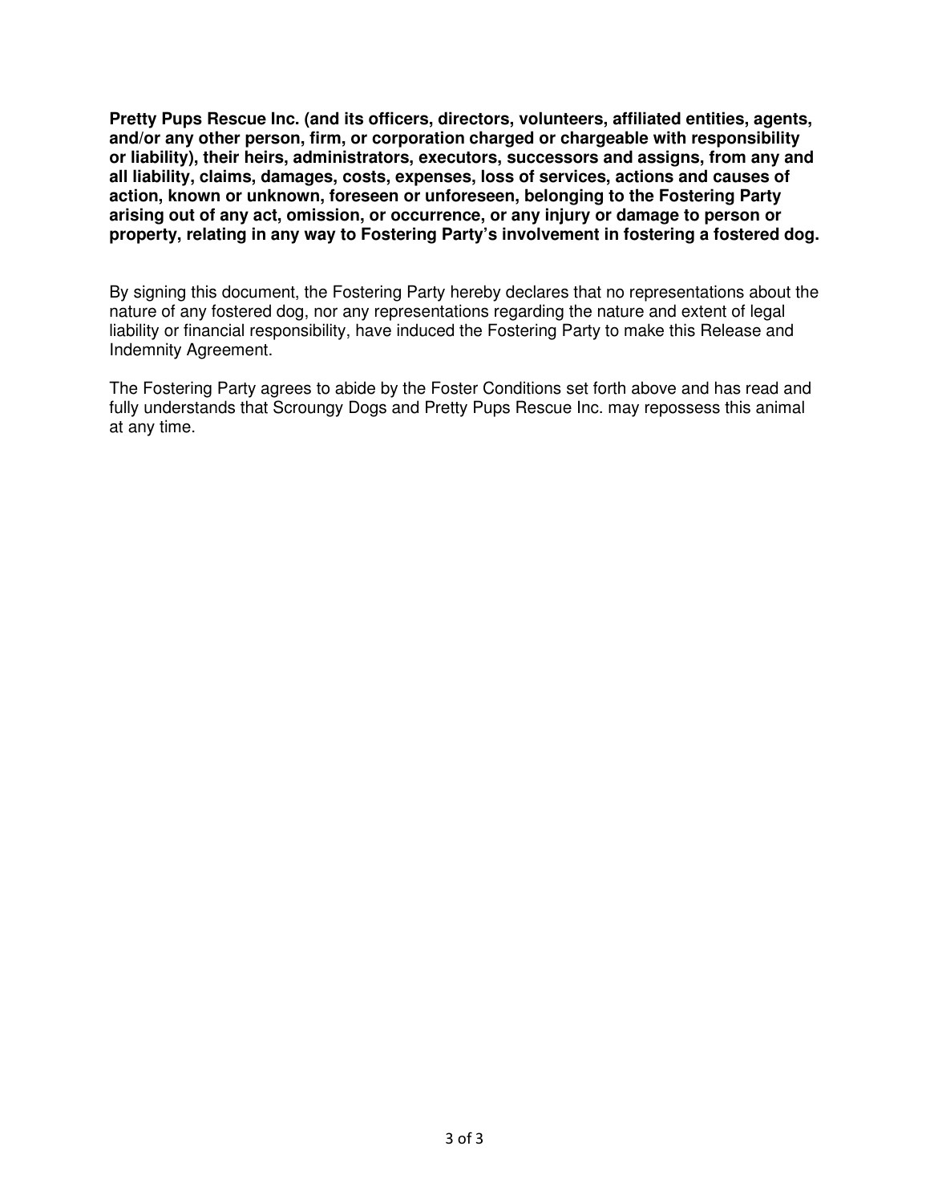**Pretty Pups Rescue Inc. (and its officers, directors, volunteers, affiliated entities, agents, and/or any other person, firm, or corporation charged or chargeable with responsibility or liability), their heirs, administrators, executors, successors and assigns, from any and all liability, claims, damages, costs, expenses, loss of services, actions and causes of action, known or unknown, foreseen or unforeseen, belonging to the Fostering Party arising out of any act, omission, or occurrence, or any injury or damage to person or property, relating in any way to Fostering Party's involvement in fostering a fostered dog.**

By signing this document, the Fostering Party hereby declares that no representations about the nature of any fostered dog, nor any representations regarding the nature and extent of legal liability or financial responsibility, have induced the Fostering Party to make this Release and Indemnity Agreement.

The Fostering Party agrees to abide by the Foster Conditions set forth above and has read and fully understands that Scroungy Dogs and Pretty Pups Rescue Inc. may repossess this animal at any time.